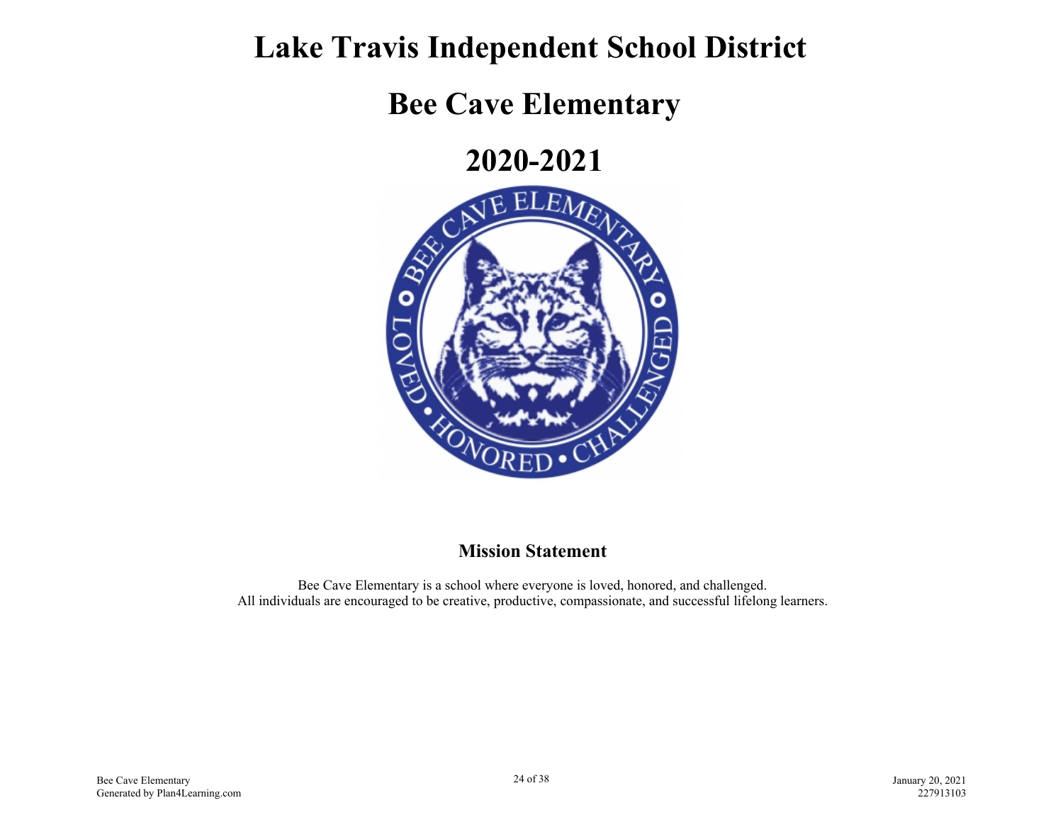# Lake Travis Independent School District

# Bee Cave Elementary

# 2020-2021

## Mission Statement

Bee Cave Elementary is a school where everyone is loved, honored, and challenged.
All individuals are encouraged to be creative, productive, compassionate, and successful lifelong learners.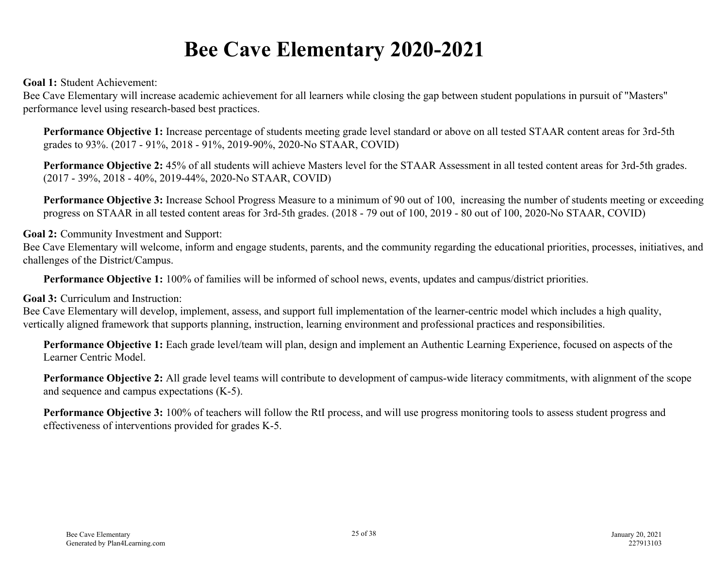# Bee Cave Elementary 2020-2021

**Goal 1:** Student Achievement:
Bee Cave Elementary will increase academic achievement for all learners while closing the gap between student populations in pursuit of "Masters" performance level using research-based best practices.

**Performance Objective 1:** Increase percentage of students meeting grade level standard or above on all tested STAAR content areas for 3rd-5th grades to 93%. (2017 - 91%, 2018 - 91%, 2019-90%, 2020-No STAAR, COVID)

**Performance Objective 2:** 45% of all students will achieve Masters level for the STAAR Assessment in all tested content areas for 3rd-5th grades. (2017 - 39%, 2018 - 40%, 2019-44%, 2020-No STAAR, COVID)

**Performance Objective 3:** Increase School Progress Measure to a minimum of 90 out of 100, increasing the number of students meeting or exceeding progress on STAAR in all tested content areas for 3rd-5th grades. (2018 - 79 out of 100, 2019 - 80 out of 100, 2020-No STAAR, COVID)

**Goal 2:** Community Investment and Support:
Bee Cave Elementary will welcome, inform and engage students, parents, and the community regarding the educational priorities, processes, initiatives, and challenges of the District/Campus.

**Performance Objective 1:** 100% of families will be informed of school news, events, updates and campus/district priorities.

**Goal 3:** Curriculum and Instruction:
Bee Cave Elementary will develop, implement, assess, and support full implementation of the learner-centric model which includes a high quality, vertically aligned framework that supports planning, instruction, learning environment and professional practices and responsibilities.

**Performance Objective 1:** Each grade level/team will plan, design and implement an Authentic Learning Experience, focused on aspects of the Learner Centric Model.

**Performance Objective 2:** All grade level teams will contribute to development of campus-wide literacy commitments, with alignment of the scope and sequence and campus expectations (K-5).

**Performance Objective 3:** 100% of teachers will follow the RtI process, and will use progress monitoring tools to assess student progress and effectiveness of interventions provided for grades K-5.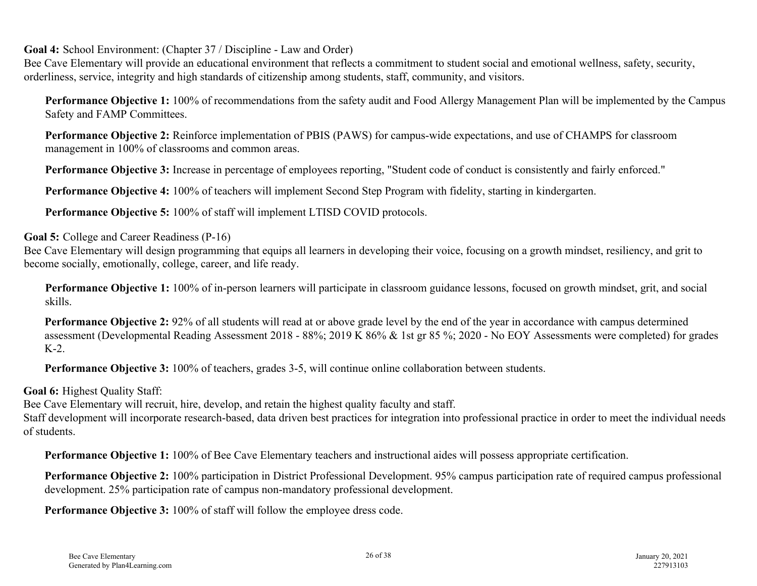**Goal 4:** School Environment: (Chapter 37 / Discipline - Law and Order)
Bee Cave Elementary will provide an educational environment that reflects a commitment to student social and emotional wellness, safety, security, orderliness, service, integrity and high standards of citizenship among students, staff, community, and visitors.

**Performance Objective 1:** 100% of recommendations from the safety audit and Food Allergy Management Plan will be implemented by the Campus Safety and FAMP Committees.

**Performance Objective 2:** Reinforce implementation of PBIS (PAWS) for campus-wide expectations, and use of CHAMPS for classroom management in 100% of classrooms and common areas.

**Performance Objective 3:** Increase in percentage of employees reporting, "Student code of conduct is consistently and fairly enforced."

**Performance Objective 4:** 100% of teachers will implement Second Step Program with fidelity, starting in kindergarten.

**Performance Objective 5:** 100% of staff will implement LTISD COVID protocols.

**Goal 5:** College and Career Readiness (P-16)
Bee Cave Elementary will design programming that equips all learners in developing their voice, focusing on a growth mindset, resiliency, and grit to become socially, emotionally, college, career, and life ready.

**Performance Objective 1:** 100% of in-person learners will participate in classroom guidance lessons, focused on growth mindset, grit, and social skills.

**Performance Objective 2:** 92% of all students will read at or above grade level by the end of the year in accordance with campus determined assessment (Developmental Reading Assessment 2018 - 88%; 2019 K 86% & 1st gr 85 %; 2020 - No EOY Assessments were completed) for grades K-2.

**Performance Objective 3:** 100% of teachers, grades 3-5, will continue online collaboration between students.

**Goal 6:** Highest Quality Staff:
Bee Cave Elementary will recruit, hire, develop, and retain the highest quality faculty and staff.
Staff development will incorporate research-based, data driven best practices for integration into professional practice in order to meet the individual needs of students.

**Performance Objective 1:** 100% of Bee Cave Elementary teachers and instructional aides will possess appropriate certification.

**Performance Objective 2:** 100% participation in District Professional Development. 95% campus participation rate of required campus professional development. 25% participation rate of campus non-mandatory professional development.

**Performance Objective 3:** 100% of staff will follow the employee dress code.